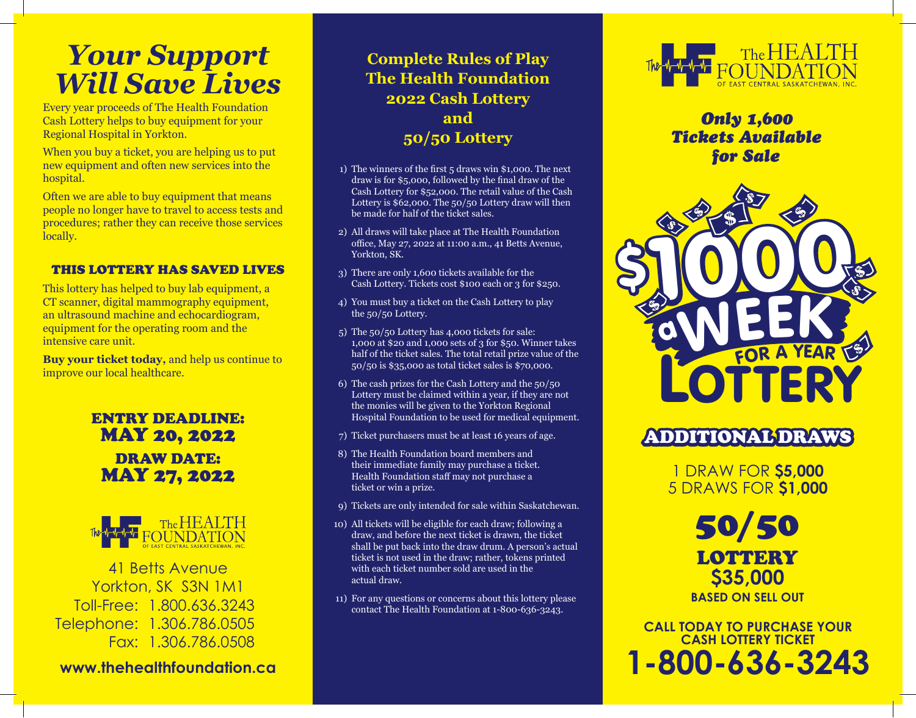# Your Support Will Save Lives

Every year proceeds of The Health Foundation Cash Lottery helps to buy equipment for your Regional Hospital in Yorkton.

When you buy a ticket, you are helping us to put new equipment and often new services into the hospital.

Often we are able to buy equipment that means people no longer have to travel to access tests and procedures; rather they can receive those services locally.

## THIS LOTTERY HAS SAVED LIVES

This lottery has helped to buy lab equipment, a CT scanner, digital mammography equipment, an ultrasound machine and echocardiogram, equipment for the operating room and the intensive care unit.

**Buy your ticket today,** and help us continue to improve our local healthcare.

**ENTRY DEADLINE: MAY 20, 2022**

**DRAW DATE: MAY 27, 2022**

The HEALTH FOUNDATION OF EAST CENTRAL SASKATCHEWAN, INC.

41 Betts Avenue
Yorkton, SK S3N 1M1
Toll-Free: 1.800.636.3243
Telephone: 1.306.786.0505
Fax: 1.306.786.0508

**www.thehealthfoundation.ca**

## Complete Rules of Play The Health Foundation 2022 Cash Lottery and 50/50 Lottery

1) The winners of the first 5 draws win $1,000. The next draw is for $5,000, followed by the final draw of the Cash Lottery for $52,000. The retail value of the Cash Lottery is $62,000. The 50/50 Lottery draw will then be made for half of the ticket sales.
2) All draws will take place at The Health Foundation office, May 27, 2022 at 11:00 a.m., 41 Betts Avenue, Yorkton, SK.
3) There are only 1,600 tickets available for the Cash Lottery. Tickets cost $100 each or 3 for $250.
4) You must buy a ticket on the Cash Lottery to play the 50/50 Lottery.
5) The 50/50 Lottery has 4,000 tickets for sale: 1,000 at $20 and 1,000 sets of 3 for $50. Winner takes half of the ticket sales. The total retail prize value of the 50/50 is $35,000 as total ticket sales is $70,000.
6) The cash prizes for the Cash Lottery and the 50/50 Lottery must be claimed within a year, if they are not the monies will be given to the Yorkton Regional Hospital Foundation to be used for medical equipment.
7) Ticket purchasers must be at least 16 years of age.
8) The Health Foundation board members and their immediate family may purchase a ticket. Health Foundation staff may not purchase a ticket or win a prize.
9) Tickets are only intended for sale within Saskatchewan.
10) All tickets will be eligible for each draw; following a draw, and before the next ticket is drawn, the ticket shall be put back into the draw drum. A person's actual ticket is not used in the draw; rather, tokens printed with each ticket number sold are used in the actual draw.
11) For any questions or concerns about this lottery please contact The Health Foundation at 1-800-636-3243.

The HEALTH FOUNDATION OF EAST CENTRAL SASKATCHEWAN, INC.

*Only 1,600 Tickets Available for Sale*

# $1000 a WEEK FOR A YEAR LOTTERY

## ADDITIONAL DRAWS

1 DRAW FOR **$5,000**
5 DRAWS FOR **$1,000**

## 50/50 LOTTERY

**$35,000**
**BASED ON SELL OUT**

**CALL TODAY TO PURCHASE YOUR CASH LOTTERY TICKET**

# 1-800-636-3243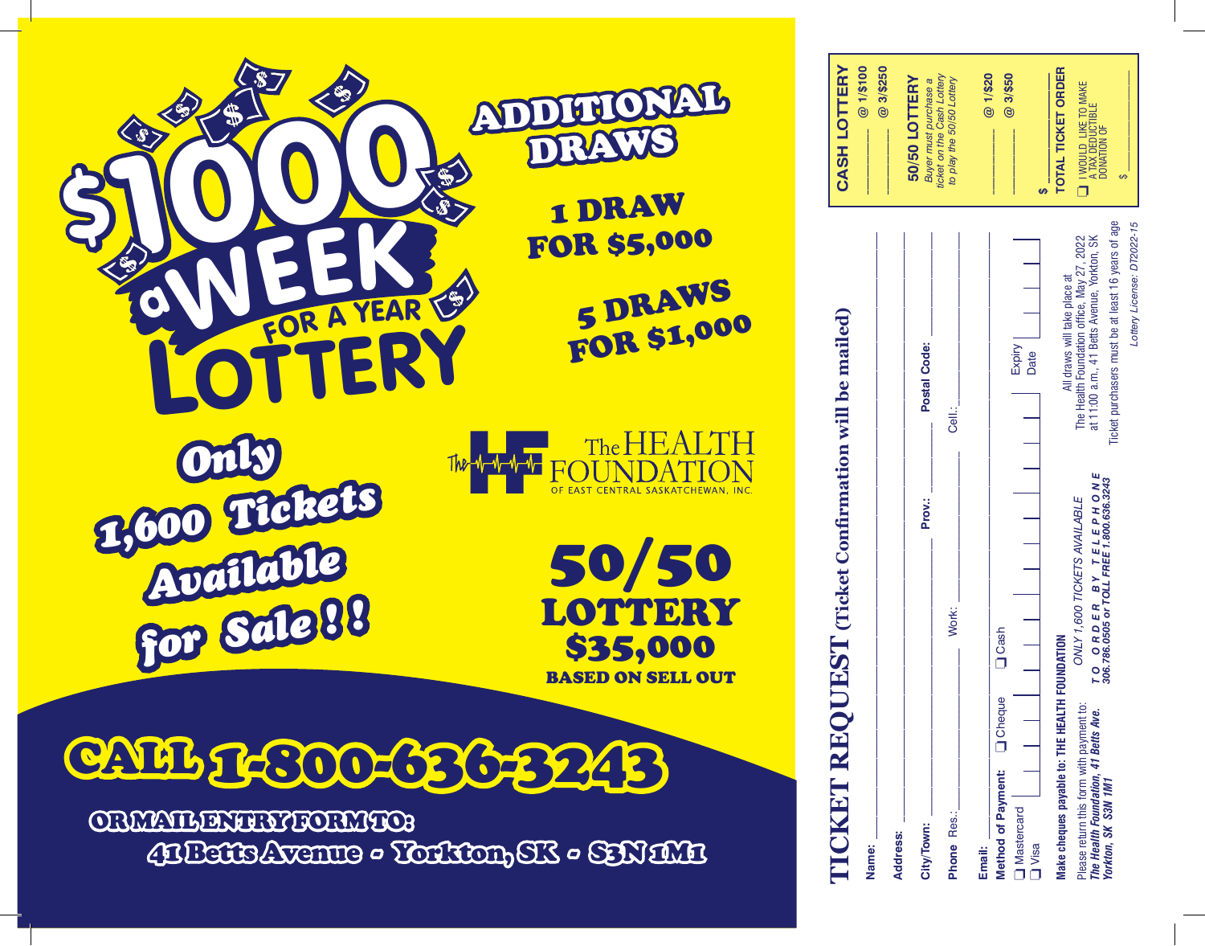# $1000 a WEEK FOR A YEAR LOTTERY

## ADDITIONAL DRAWS

1 DRAW FOR $5,000

5 DRAWS FOR $1,000

Only 1,600 Tickets Available for Sale!!

The HEALTH FOUNDATION OF EAST CENTRAL SASKATCHEWAN, INC.

## 50/50 LOTTERY $35,000

BASED ON SELL OUT

## CALL 1-800-636-3243

OR MAIL ENTRY FORM TO:

41 Betts Avenue - Yorkton, SK - S3N 1M1

---

# TICKET REQUEST (Ticket Confirmation will be mailed)

**Name:** ______________________________

**Address:** ______________________________

**City/Town:** ______________ **Prov.:** ______ **Postal Code:** ______

**Phone** Res.: ______________ Work: ______________ Cell.: ______________

**Email:** ______________________________

**Method of Payment:** ❑ Cheque ❑ Cash

❑ Mastercard
❑ Visa

Expiry Date ______

**Make cheques payable to: THE HEALTH FOUNDATION**

Please return this form with payment to:
*The Health Foundation, 41 Betts Ave.*
*Yorkton, SK S3N 1M1*

*ONLY 1,600 TICKETS AVAILABLE*

***TO ORDER BY TELEPHONE***
***306.786.0505 or TOLL FREE 1.800.636.3243***

All draws will take place at
The Health Foundation office, May 27, 2022
at 11:00 a.m., 41 Betts Avenue, Yorkton, SK

Ticket purchasers must be at least 16 years of age

*Lottery License: DT2022-15*

---

## CASH LOTTERY

______ @ 1/$100

______ @ 3/$250

## 50/50 LOTTERY

*Buyer must purchase a ticket on the Cash Lottery to play the 50/50 Lottery*

______ @ 1/$20

______ @ 3/$50

$ ______

**TOTAL TICKET ORDER**

❑ I WOULD LIKE TO MAKE A TAX DEDUCTIBLE DONATION OF

$ ______